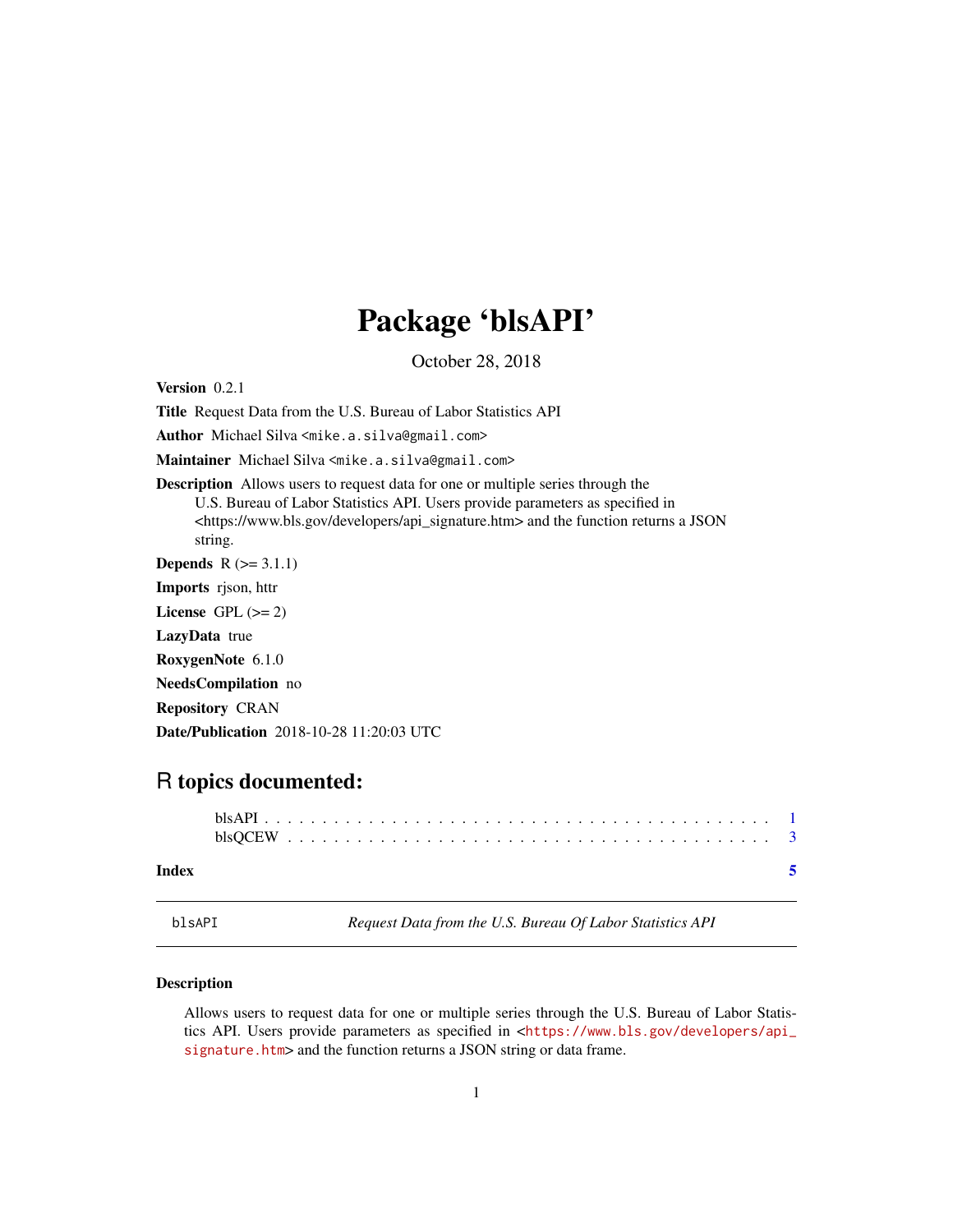# Package 'blsAPI'

October 28, 2018

**Version** 0.2.1

**Title** Request Data from the U.S. Bureau of Labor Statistics API

**Author** Michael Silva <mike.a.silva@gmail.com>

**Maintainer** Michael Silva <mike.a.silva@gmail.com>

**Description** Allows users to request data for one or multiple series through the U.S. Bureau of Labor Statistics API. Users provide parameters as specified in <https://www.bls.gov/developers/api_signature.htm> and the function returns a JSON string.

**Depends** R (>= 3.1.1)

**Imports** rjson, httr

**License** GPL (>= 2)

**LazyData** true

**RoxygenNote** 6.1.0

**NeedsCompilation** no

**Repository** CRAN

**Date/Publication** 2018-10-28 11:20:03 UTC

## R topics documented:

blsAPI . . . . . . . . . . . . . . . . . . . . . . . . . . . . . . . . . . . . . . . . . . . 1
blsQCEW . . . . . . . . . . . . . . . . . . . . . . . . . . . . . . . . . . . . . . . . . . 3

**Index** **5**

---

`blsAPI` *Request Data from the U.S. Bureau Of Labor Statistics API*

---

### Description

Allows users to request data for one or multiple series through the U.S. Bureau of Labor Statistics API. Users provide parameters as specified in <https://www.bls.gov/developers/api_signature.htm> and the function returns a JSON string or data frame.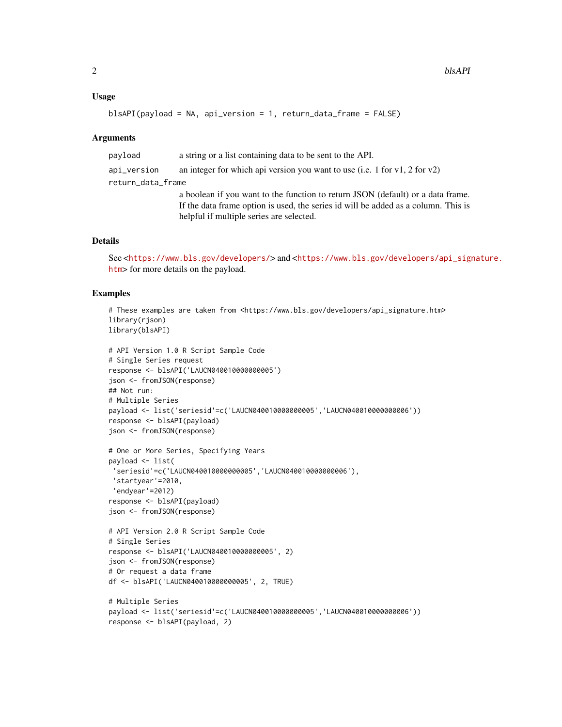### Usage

```
blsAPI(payload = NA, api_version = 1, return_data_frame = FALSE)
```

### Arguments

| | |
|---|---|
| `payload` | a string or a list containing data to be sent to the API. |
| `api_version` | an integer for which api version you want to use (i.e. 1 for v1, 2 for v2) |
| `return_data_frame` | a boolean if you want to the function to return JSON (default) or a data frame. If the data frame option is used, the series id will be added as a column. This is helpful if multiple series are selected. |

### Details

See <https://www.bls.gov/developers/> and <https://www.bls.gov/developers/api_signature.htm> for more details on the payload.

### Examples

```
# These examples are taken from <https://www.bls.gov/developers/api_signature.htm>
library(rjson)
library(blsAPI)

# API Version 1.0 R Script Sample Code
# Single Series request
response <- blsAPI('LAUCN040010000000005')
json <- fromJSON(response)
## Not run:
# Multiple Series
payload <- list('seriesid'=c('LAUCN040010000000005','LAUCN040010000000006'))
response <- blsAPI(payload)
json <- fromJSON(response)

# One or More Series, Specifying Years
payload <- list(
 'seriesid'=c('LAUCN040010000000005','LAUCN040010000000006'),
 'startyear'=2010,
 'endyear'=2012)
response <- blsAPI(payload)
json <- fromJSON(response)

# API Version 2.0 R Script Sample Code
# Single Series
response <- blsAPI('LAUCN040010000000005', 2)
json <- fromJSON(response)
# Or request a data frame
df <- blsAPI('LAUCN040010000000005', 2, TRUE)

# Multiple Series
payload <- list('seriesid'=c('LAUCN040010000000005','LAUCN040010000000006'))
response <- blsAPI(payload, 2)
```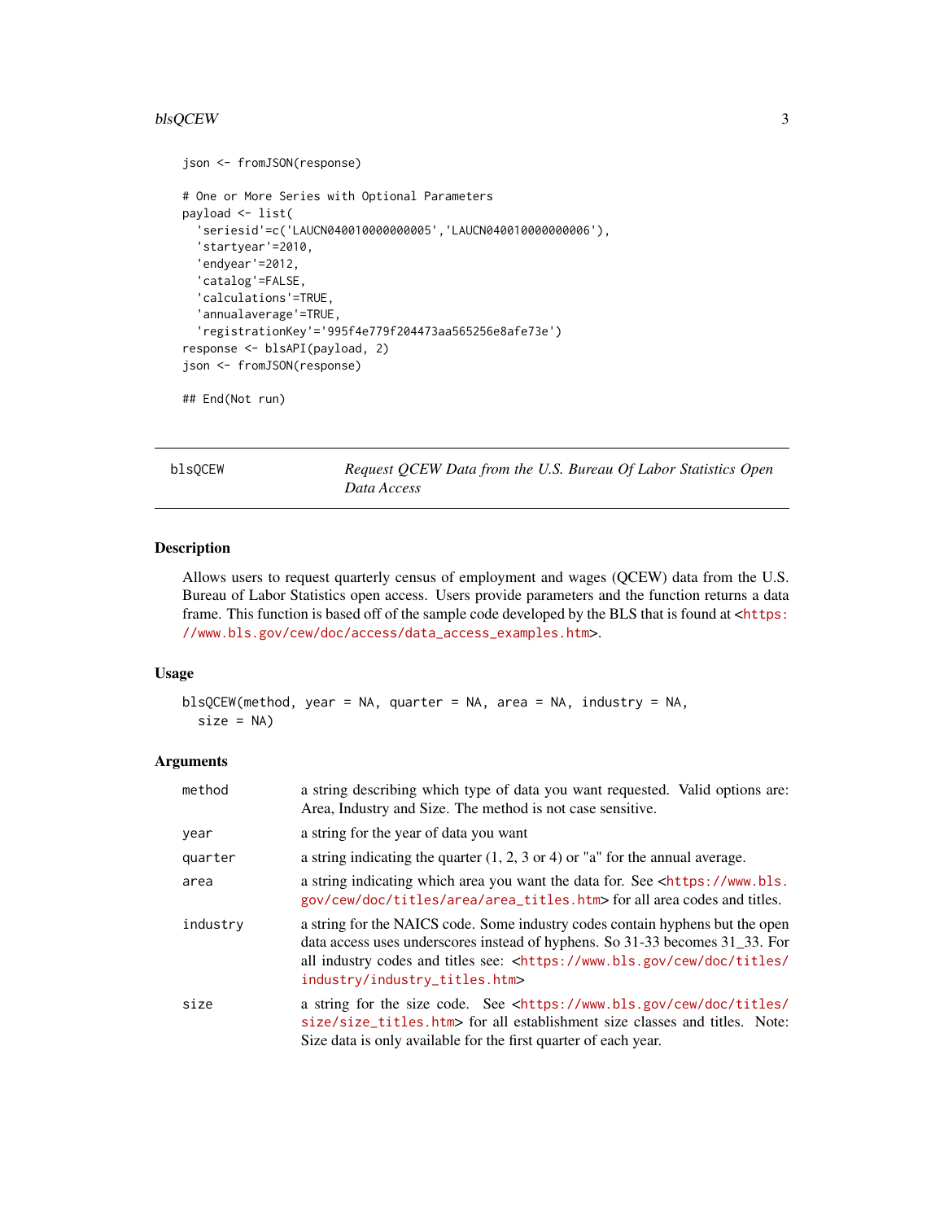```
json <- fromJSON(response)

# One or More Series with Optional Parameters
payload <- list(
  'seriesid'=c('LAUCN040010000000005','LAUCN040010000000006'),
  'startyear'=2010,
  'endyear'=2012,
  'catalog'=FALSE,
  'calculations'=TRUE,
  'annualaverage'=TRUE,
  'registrationKey'='995f4e779f204473aa565256e8afe73e')
response <- blsAPI(payload, 2)
json <- fromJSON(response)

## End(Not run)
```

---

## blsQCEW — *Request QCEW Data from the U.S. Bureau Of Labor Statistics Open Data Access*

---

### Description

Allows users to request quarterly census of employment and wages (QCEW) data from the U.S. Bureau of Labor Statistics open access. Users provide parameters and the function returns a data frame. This function is based off of the sample code developed by the BLS that is found at <https://www.bls.gov/cew/doc/access/data_access_examples.htm>.

### Usage

```
blsQCEW(method, year = NA, quarter = NA, area = NA, industry = NA,
  size = NA)
```

### Arguments

| | |
|---|---|
| `method` | a string describing which type of data you want requested. Valid options are: Area, Industry and Size. The method is not case sensitive. |
| `year` | a string for the year of data you want |
| `quarter` | a string indicating the quarter (1, 2, 3 or 4) or "a" for the annual average. |
| `area` | a string indicating which area you want the data for. See <https://www.bls.gov/cew/doc/titles/area/area_titles.htm> for all area codes and titles. |
| `industry` | a string for the NAICS code. Some industry codes contain hyphens but the open data access uses underscores instead of hyphens. So 31-33 becomes 31_33. For all industry codes and titles see: <https://www.bls.gov/cew/doc/titles/industry/industry_titles.htm> |
| `size` | a string for the size code. See <https://www.bls.gov/cew/doc/titles/size/size_titles.htm> for all establishment size classes and titles. Note: Size data is only available for the first quarter of each year. |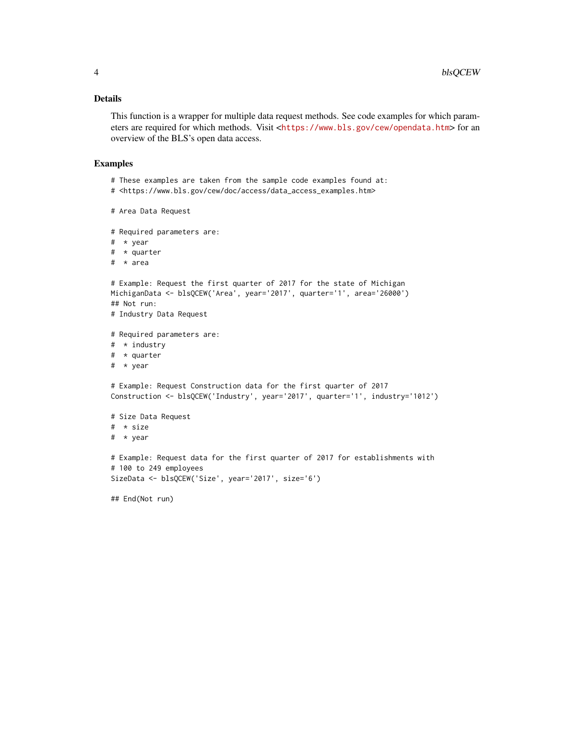## Details

This function is a wrapper for multiple data request methods. See code examples for which parameters are required for which methods. Visit <https://www.bls.gov/cew/opendata.htm> for an overview of the BLS's open data access.

## Examples

```
# These examples are taken from the sample code examples found at:
# <https://www.bls.gov/cew/doc/access/data_access_examples.htm>

# Area Data Request

# Required parameters are:
#  * year
#  * quarter
#  * area

# Example: Request the first quarter of 2017 for the state of Michigan
MichiganData <- blsQCEW('Area', year='2017', quarter='1', area='26000')
## Not run:
# Industry Data Request

# Required parameters are:
#  * industry
#  * quarter
#  * year

# Example: Request Construction data for the first quarter of 2017
Construction <- blsQCEW('Industry', year='2017', quarter='1', industry='1012')

# Size Data Request
#  * size
#  * year

# Example: Request data for the first quarter of 2017 for establishments with
# 100 to 249 employees
SizeData <- blsQCEW('Size', year='2017', size='6')

## End(Not run)
```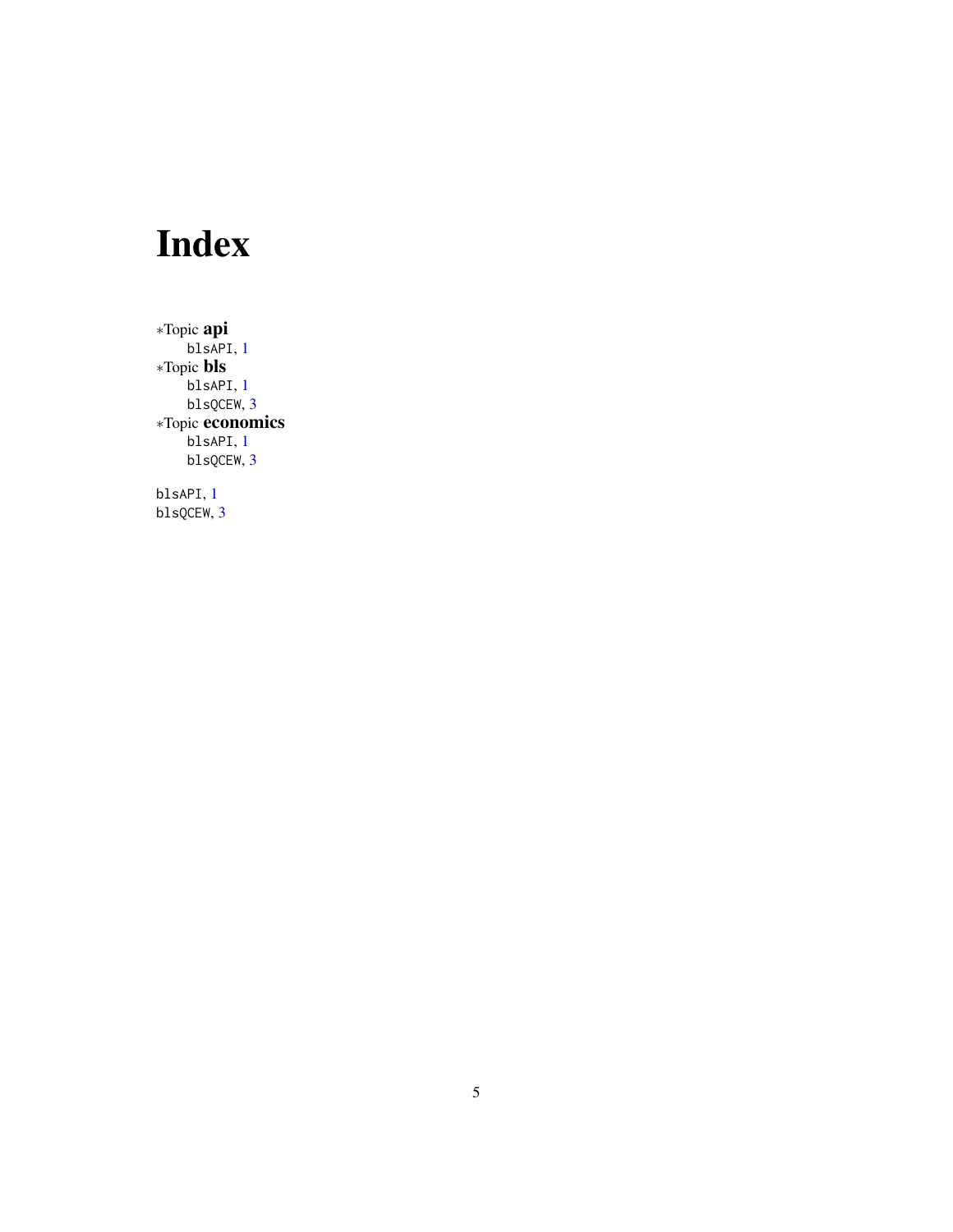# Index

*Topic **api**
- blsAPI, 1

*Topic **bls**
- blsAPI, 1
- blsQCEW, 3

*Topic **economics**
- blsAPI, 1
- blsQCEW, 3

blsAPI, 1
blsQCEW, 3